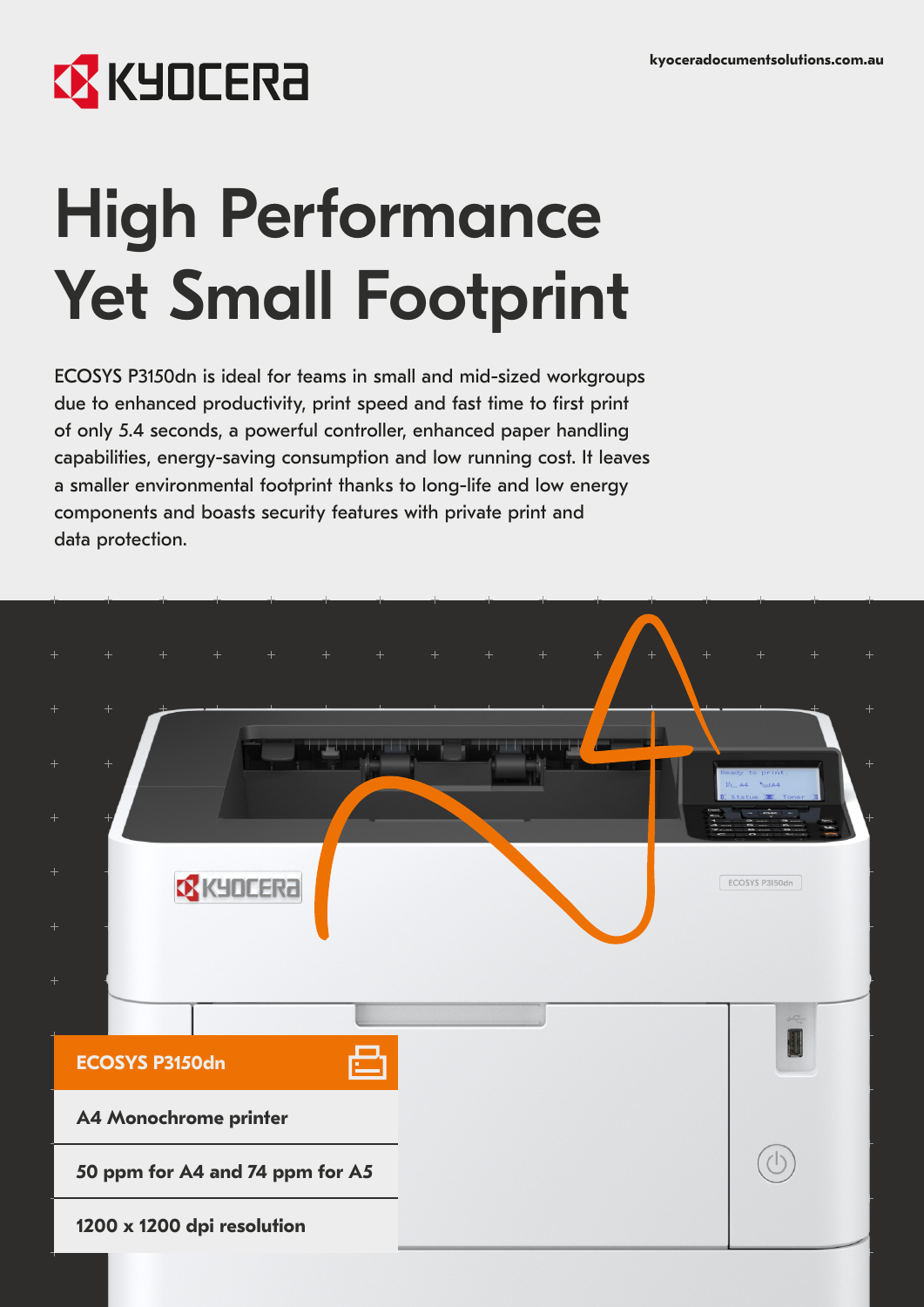KYOCERA

kyoceradocumentsolutions.com.au

# High Performance Yet Small Footprint

ECOSYS P3150dn is ideal for teams in small and mid-sized workgroups due to enhanced productivity, print speed and fast time to first print of only 5.4 seconds, a powerful controller, enhanced paper handling capabilities, energy-saving consumption and low running cost. It leaves a smaller environmental footprint thanks to long-life and low energy components and boasts security features with private print and data protection.

**ECOSYS P3150dn**

**A4 Monochrome printer**

**50 ppm for A4 and 74 ppm for A5**

**1200 x 1200 dpi resolution**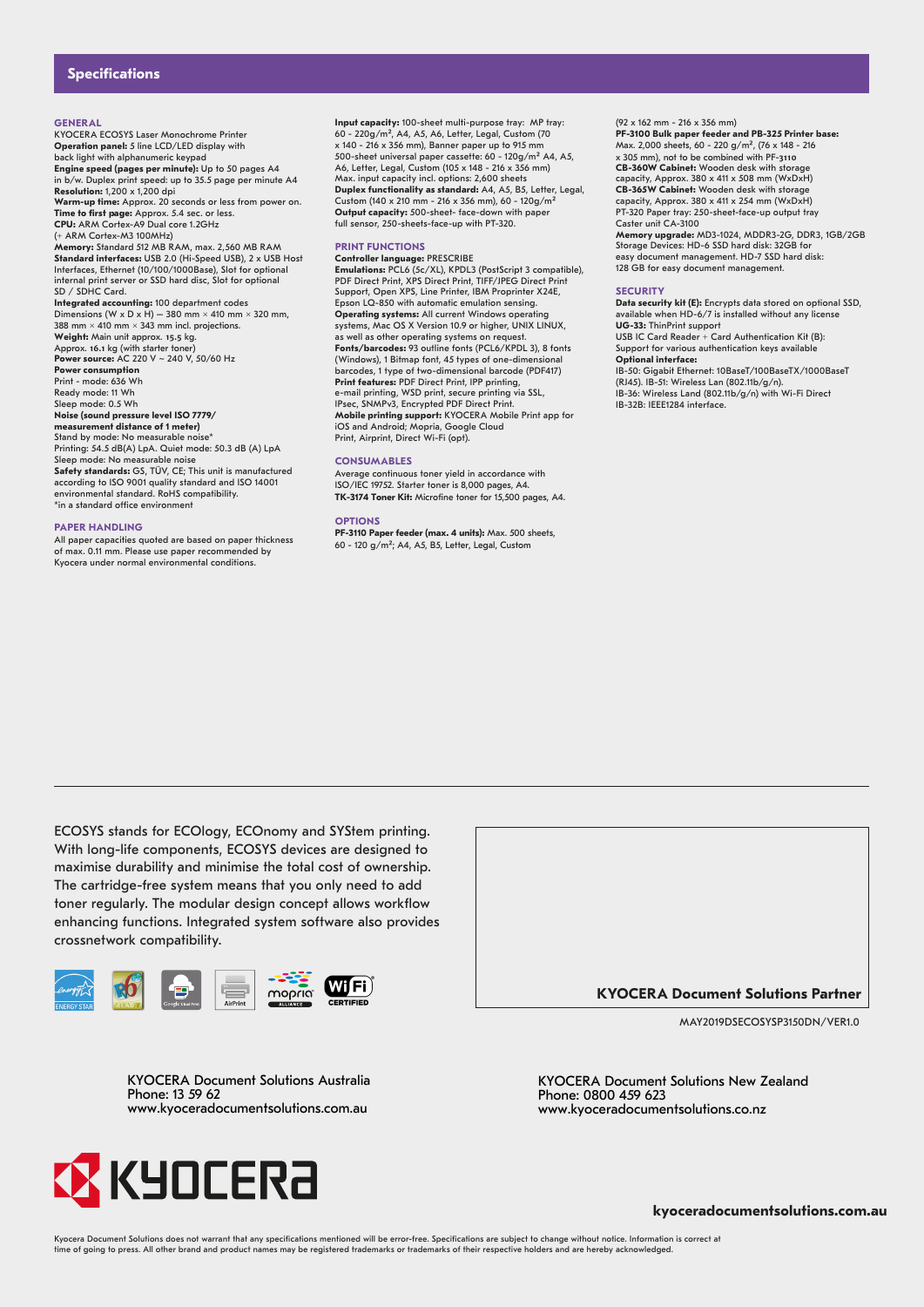## Specifications

### GENERAL

KYOCERA ECOSYS Laser Monochrome Printer
**Operation panel:** 5 line LCD/LED display with back light with alphanumeric keypad
**Engine speed (pages per minute):** Up to 50 pages A4 in b/w. Duplex print speed: up to 35.5 page per minute A4
**Resolution:** 1,200 x 1,200 dpi
**Warm-up time:** Approx. 20 seconds or less from power on.
**Time to first page:** Approx. 5.4 sec. or less.
**CPU:** ARM Cortex-A9 Dual core 1.2GHz (+ ARM Cortex-M3 100MHz)
**Memory:** Standard 512 MB RAM, max. 2,560 MB RAM
**Standard interfaces:** USB 2.0 (Hi-Speed USB), 2 x USB Host Interfaces, Ethernet (10/100/1000Base), Slot for optional internal print server or SSD hard disc, Slot for optional SD / SDHC Card.
**Integrated accounting:** 100 department codes
Dimensions (W x D x H) – 380 mm × 410 mm × 320 mm, 388 mm × 410 mm × 343 mm incl. projections.
**Weight:** Main unit approx. 15.5 kg.
Approx. 16.1 kg (with starter toner)
**Power source:** AC 220 V ~ 240 V, 50/60 Hz
**Power consumption**
Print - mode: 636 Wh
Ready mode: 11 Wh
Sleep mode: 0.5 Wh
**Noise (sound pressure level ISO 7779/ measurement distance of 1 meter)**
Stand by mode: No measurable noise*
Printing: 54.5 dB(A) LpA. Quiet mode: 50.3 dB (A) LpA
Sleep mode: No measurable noise
**Safety standards:** GS, TÜV, CE; This unit is manufactured according to ISO 9001 quality standard and ISO 14001 environmental standard. RoHS compatibility.
*in a standard office environment

### PAPER HANDLING

All paper capacities quoted are based on paper thickness of max. 0.11 mm. Please use paper recommended by Kyocera under normal environmental conditions.

**Input capacity:** 100-sheet multi-purpose tray: MP tray: 60 - 220g/m², A4, A5, A6, Letter, Legal, Custom (70 x 140 - 216 x 356 mm), Banner paper up to 915 mm 500-sheet universal paper cassette: 60 - 120g/m² A4, A5, A6, Letter, Legal, Custom (105 x 148 - 216 x 356 mm)
Max. input capacity incl. options: 2,600 sheets
**Duplex functionality as standard:** A4, A5, B5, Letter, Legal, Custom (140 x 210 mm - 216 x 356 mm), 60 - 120g/m²
**Output capacity:** 500-sheet- face-down with paper full sensor, 250-sheets-face-up with PT-320.

### PRINT FUNCTIONS

**Controller language:** PRESCRIBE
**Emulations:** PCL6 (5c/XL), KPDL3 (PostScript 3 compatible), PDF Direct Print, XPS Direct Print, TIFF/JPEG Direct Print Support, Open XPS, Line Printer, IBM Proprinter X24E, Epson LQ-850 with automatic emulation sensing.
**Operating systems:** All current Windows operating systems, Mac OS X Version 10.9 or higher, UNIX LINUX, as well as other operating systems on request.
**Fonts/barcodes:** 93 outline fonts (PCL6/KPDL 3), 8 fonts (Windows), 1 Bitmap font, 45 types of one-dimensional barcodes, 1 type of two-dimensional barcode (PDF417)
**Print features:** PDF Direct Print, IPP printing, e-mail printing, WSD print, secure printing via SSL, IPsec, SNMPv3, Encrypted PDF Direct Print.
**Mobile printing support:** KYOCERA Mobile Print app for iOS and Android; Mopria, Google Cloud Print, Airprint, Direct Wi-Fi (opt).

### CONSUMABLES

Average continuous toner yield in accordance with ISO/IEC 19752. Starter toner is 8,000 pages, A4.
**TK-3174 Toner Kit:** Microfine toner for 15,500 pages, A4.

### OPTIONS

**PF-3110 Paper feeder (max. 4 units):** Max. 500 sheets, 60 - 120 g/m²; A4, A5, B5, Letter, Legal, Custom (92 x 162 mm - 216 x 356 mm)
**PF-3100 Bulk paper feeder and PB-325 Printer base:** Max. 2,000 sheets, 60 - 220 g/m², (76 x 148 - 216 x 305 mm), not to be combined with PF-3110
**CB-360W Cabinet:** Wooden desk with storage capacity, Approx. 380 x 411 x 508 mm (WxDxH)
**CB-365W Cabinet:** Wooden desk with storage capacity, Approx. 380 x 411 x 254 mm (WxDxH)
PT-320 Paper tray: 250-sheet-face-up output tray
Caster unit CA-3100
**Memory upgrade:** MD3-1024, MDDR3-2G, DDR3, 1GB/2GB
Storage Devices: HD-6 SSD hard disk: 32GB for easy document management. HD-7 SSD hard disk: 128 GB for easy document management.

### SECURITY

**Data security kit (E):** Encrypts data stored on optional SSD, available when HD-6/7 is installed without any license
**UG-33:** ThinPrint support
USB IC Card Reader + Card Authentication Kit (B): Support for various authentication keys available
**Optional interface:**
IB-50: Gigabit Ethernet: 10BaseT/100BaseTX/1000BaseT (RJ45). IB-51: Wireless Lan (802.11b/g/n).
IB-36: Wireless Land (802.11b/g/n) with Wi-Fi Direct
IB-32B: IEEE1284 interface.

---

ECOSYS stands for ECOlogy, ECOnomy and SYStem printing. With long-life components, ECOSYS devices are designed to maximise durability and minimise the total cost of ownership. The cartridge-free system means that you only need to add toner regularly. The modular design concept allows workflow enhancing functions. Integrated system software also provides crossnetwork compatibility.

**KYOCERA Document Solutions Partner**

MAY2019DSECOSYSP3150DN/VER1.0

KYOCERA Document Solutions Australia
Phone: 13 59 62
www.kyoceradocumentsolutions.com.au

KYOCERA Document Solutions New Zealand
Phone: 0800 459 623
www.kyoceradocumentsolutions.co.nz

**kyoceradocumentsolutions.com.au**

Kyocera Document Solutions does not warrant that any specifications mentioned will be error-free. Specifications are subject to change without notice. Information is correct at time of going to press. All other brand and product names may be registered trademarks or trademarks of their respective holders and are hereby acknowledged.